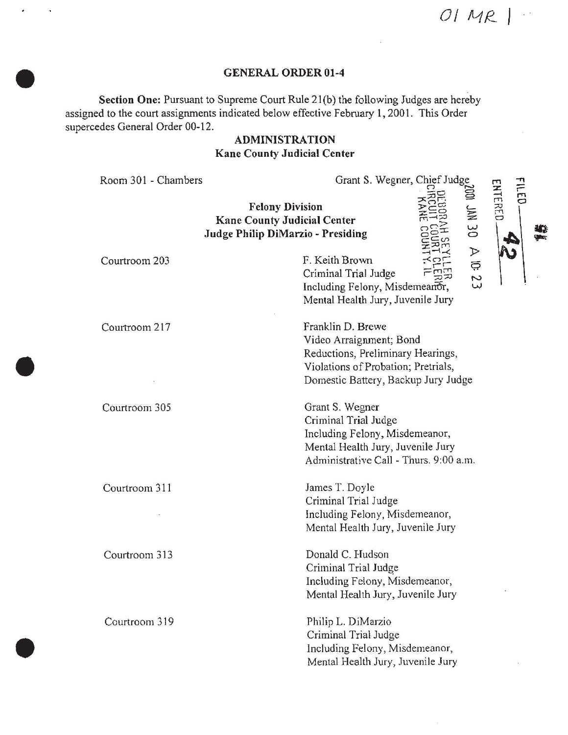01 MR 1

## GENERAL ORDER 01-4

**Section One:** Pursuant to Supreme Court Rule 21(b) the following Judges are hereby assigned to the court assignments indicated below effective February 1, 2001. This Order supercedes General Order 00-12.

### ADMINISTRATION
**Kane County Judicial Center**

| | |
|---|---|
| Room 301 - Chambers | Grant S. Wegner, Chief Judge |

FILED
ENTERED 42
2001 JAN 30 A 10:23
DEBORAH SEYLLER
CIRCUIT COURT CLERK
KANE COUNTY, IL

### Felony Division
**Kane County Judicial Center**
**Judge Philip DiMarzio - Presiding**

| | |
|---|---|
| Courtroom 203 | F. Keith Brown<br>Criminal Trial Judge<br>Including Felony, Misdemeanor,<br>Mental Health Jury, Juvenile Jury |
| Courtroom 217 | Franklin D. Brewe<br>Video Arraignment; Bond<br>Reductions, Preliminary Hearings,<br>Violations of Probation; Pretrials,<br>Domestic Battery, Backup Jury Judge |
| Courtroom 305 | Grant S. Wegner<br>Criminal Trial Judge<br>Including Felony, Misdemeanor,<br>Mental Health Jury, Juvenile Jury<br>Administrative Call - Thurs. 9:00 a.m. |
| Courtroom 311 | James T. Doyle<br>Criminal Trial Judge<br>Including Felony, Misdemeanor,<br>Mental Health Jury, Juvenile Jury |
| Courtroom 313 | Donald C. Hudson<br>Criminal Trial Judge<br>Including Felony, Misdemeanor,<br>Mental Health Jury, Juvenile Jury |
| Courtroom 319 | Philip L. DiMarzio<br>Criminal Trial Judge<br>Including Felony, Misdemeanor,<br>Mental Health Jury, Juvenile Jury |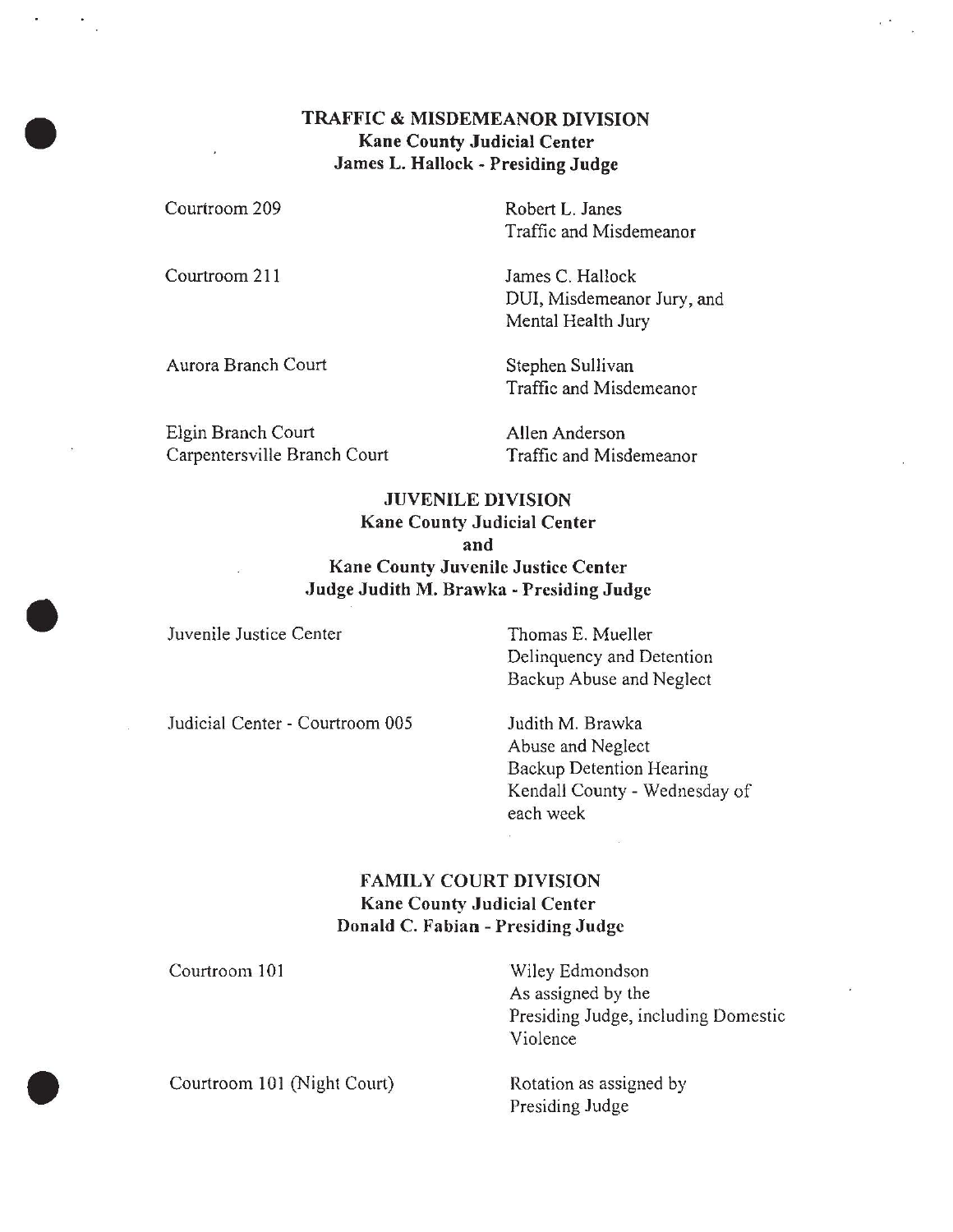## TRAFFIC & MISDEMEANOR DIVISION
**Kane County Judicial Center**
**James L. Hallock - Presiding Judge**

| | |
|---|---|
| Courtroom 209 | Robert L. Janes<br>Traffic and Misdemeanor |
| Courtroom 211 | James C. Hallock<br>DUI, Misdemeanor Jury, and Mental Health Jury |
| Aurora Branch Court | Stephen Sullivan<br>Traffic and Misdemeanor |
| Elgin Branch Court<br>Carpentersville Branch Court | Allen Anderson<br>Traffic and Misdemeanor |

## JUVENILE DIVISION
**Kane County Judicial Center**
**and**
**Kane County Juvenile Justice Center**
**Judge Judith M. Brawka - Presiding Judge**

| | |
|---|---|
| Juvenile Justice Center | Thomas E. Mueller<br>Delinquency and Detention<br>Backup Abuse and Neglect |
| Judicial Center - Courtroom 005 | Judith M. Brawka<br>Abuse and Neglect<br>Backup Detention Hearing<br>Kendall County - Wednesday of each week |

## FAMILY COURT DIVISION
**Kane County Judicial Center**
**Donald C. Fabian - Presiding Judge**

| | |
|---|---|
| Courtroom 101 | Wiley Edmondson<br>As assigned by the Presiding Judge, including Domestic Violence |
| Courtroom 101 (Night Court) | Rotation as assigned by Presiding Judge |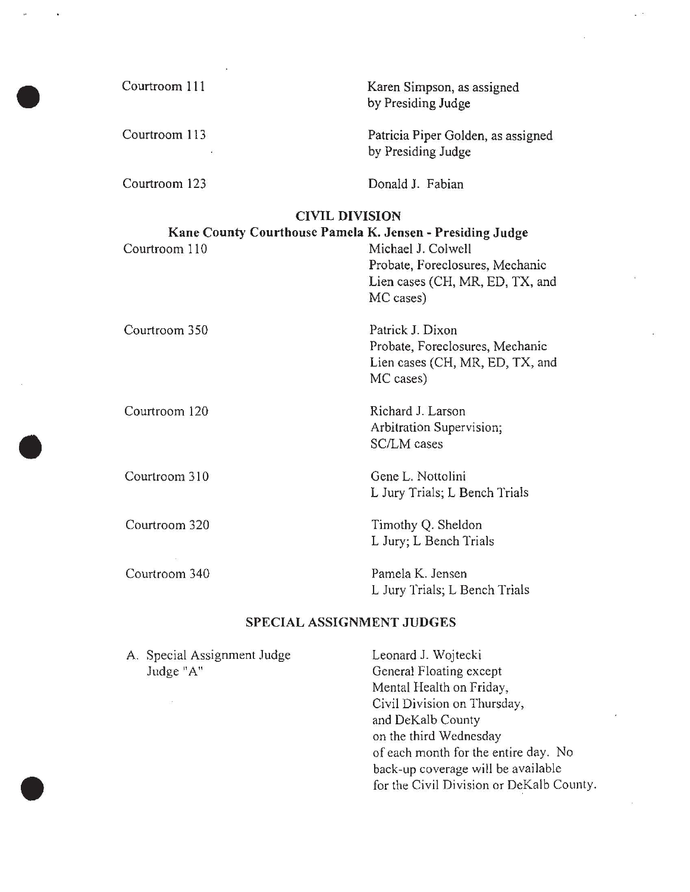| | |
|---|---|
| Courtroom 111 | Karen Simpson, as assigned by Presiding Judge |
| Courtroom 113 | Patricia Piper Golden, as assigned by Presiding Judge |
| Courtroom 123 | Donald J. Fabian |

## CIVIL DIVISION

**Kane County Courthouse Pamela K. Jensen - Presiding Judge**

| | |
|---|---|
| Courtroom 110 | Michael J. Colwell<br>Probate, Foreclosures, Mechanic Lien cases (CH, MR, ED, TX, and MC cases) |
| Courtroom 350 | Patrick J. Dixon<br>Probate, Foreclosures, Mechanic Lien cases (CH, MR, ED, TX, and MC cases) |
| Courtroom 120 | Richard J. Larson<br>Arbitration Supervision;<br>SC/LM cases |
| Courtroom 310 | Gene L. Nottolini<br>L Jury Trials; L Bench Trials |
| Courtroom 320 | Timothy Q. Sheldon<br>L Jury; L Bench Trials |
| Courtroom 340 | Pamela K. Jensen<br>L Jury Trials; L Bench Trials |

## SPECIAL ASSIGNMENT JUDGES

| | |
|---|---|
| A. Special Assignment Judge<br>Judge "A" | Leonard J. Wojtecki<br>General Floating except Mental Health on Friday, Civil Division on Thursday, and DeKalb County on the third Wednesday of each month for the entire day. No back-up coverage will be available for the Civil Division or DeKalb County. |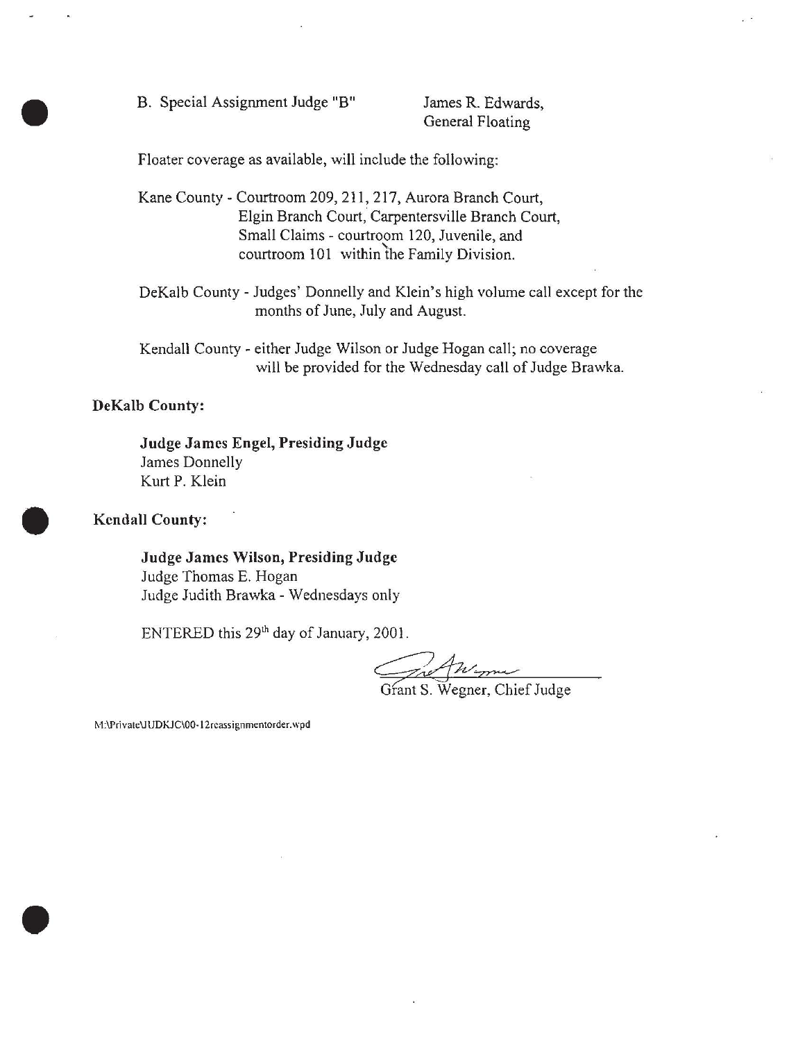B. Special Assignment Judge "B" James R. Edwards, General Floating

Floater coverage as available, will include the following:

Kane County - Courtroom 209, 211, 217, Aurora Branch Court, Elgin Branch Court, Carpentersville Branch Court, Small Claims - courtroom 120, Juvenile, and courtroom 101 within the Family Division.

DeKalb County - Judges' Donnelly and Klein's high volume call except for the months of June, July and August.

Kendall County - either Judge Wilson or Judge Hogan call; no coverage will be provided for the Wednesday call of Judge Brawka.

**DeKalb County:**

**Judge James Engel, Presiding Judge**
James Donnelly
Kurt P. Klein

**Kendall County:**

**Judge James Wilson, Presiding Judge**
Judge Thomas E. Hogan
Judge Judith Brawka - Wednesdays only

ENTERED this 29th day of January, 2001.

Grant S. Wegner, Chief Judge

M:\Private\JUDKJC\00-12reassignmentorder.wpd